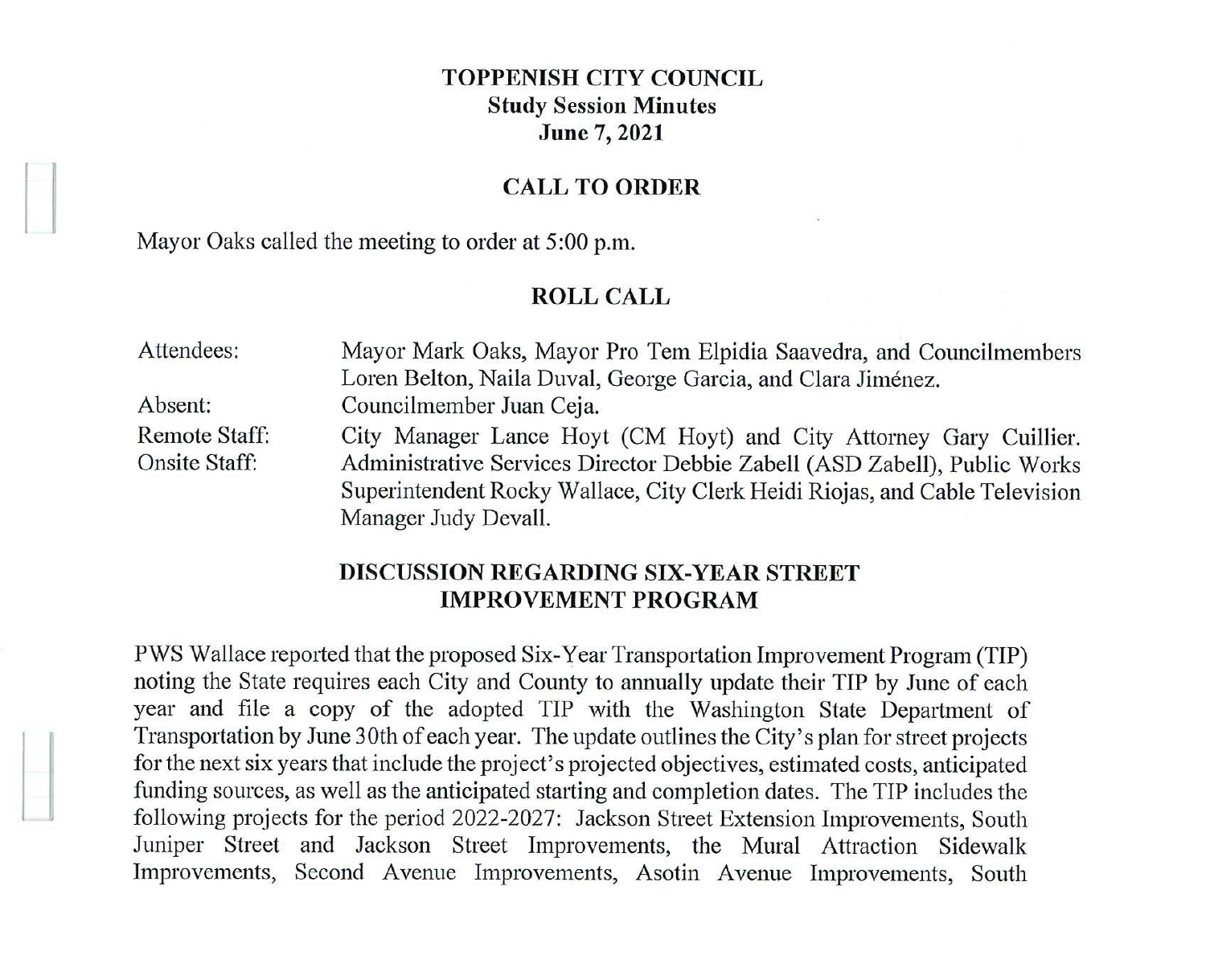# TOPPENISH CITY COUNCIL
## Study Session Minutes
## June 7, 2021

## CALL TO ORDER

Mayor Oaks called the meeting to order at 5:00 p.m.

## ROLL CALL

| | |
|---|---|
| Attendees: | Mayor Mark Oaks, Mayor Pro Tem Elpidia Saavedra, and Councilmembers Loren Belton, Naila Duval, George Garcia, and Clara Jiménez. |
| Absent: | Councilmember Juan Ceja. |
| Remote Staff: | City Manager Lance Hoyt (CM Hoyt) and City Attorney Gary Cuillier. |
| Onsite Staff: | Administrative Services Director Debbie Zabell (ASD Zabell), Public Works Superintendent Rocky Wallace, City Clerk Heidi Riojas, and Cable Television Manager Judy Devall. |

## DISCUSSION REGARDING SIX-YEAR STREET IMPROVEMENT PROGRAM

PWS Wallace reported that the proposed Six-Year Transportation Improvement Program (TIP) noting the State requires each City and County to annually update their TIP by June of each year and file a copy of the adopted TIP with the Washington State Department of Transportation by June 30th of each year. The update outlines the City's plan for street projects for the next six years that include the project's projected objectives, estimated costs, anticipated funding sources, as well as the anticipated starting and completion dates. The TIP includes the following projects for the period 2022-2027: Jackson Street Extension Improvements, South Juniper Street and Jackson Street Improvements, the Mural Attraction Sidewalk Improvements, Second Avenue Improvements, Asotin Avenue Improvements, South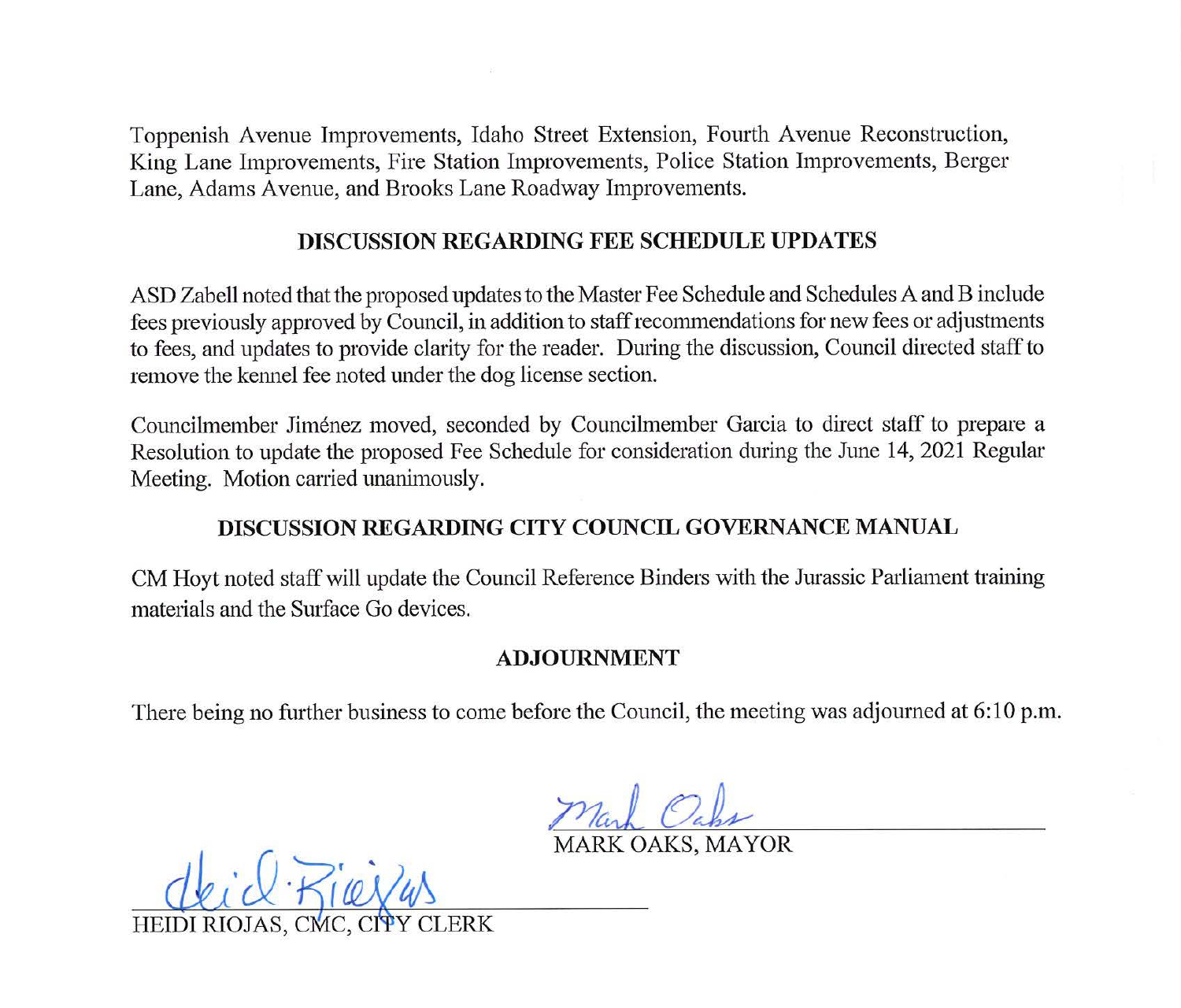Toppenish Avenue Improvements, Idaho Street Extension, Fourth Avenue Reconstruction, King Lane Improvements, Fire Station Improvements, Police Station Improvements, Berger Lane, Adams Avenue, and Brooks Lane Roadway Improvements.

## DISCUSSION REGARDING FEE SCHEDULE UPDATES

ASD Zabell noted that the proposed updates to the Master Fee Schedule and Schedules A and B include fees previously approved by Council, in addition to staff recommendations for new fees or adjustments to fees, and updates to provide clarity for the reader. During the discussion, Council directed staff to remove the kennel fee noted under the dog license section.

Councilmember Jiménez moved, seconded by Councilmember Garcia to direct staff to prepare a Resolution to update the proposed Fee Schedule for consideration during the June 14, 2021 Regular Meeting. Motion carried unanimously.

## DISCUSSION REGARDING CITY COUNCIL GOVERNANCE MANUAL

CM Hoyt noted staff will update the Council Reference Binders with the Jurassic Parliament training materials and the Surface Go devices.

## ADJOURNMENT

There being no further business to come before the Council, the meeting was adjourned at 6:10 p.m.

MARK OAKS, MAYOR

HEIDI RIOJAS, CMC, CITY CLERK